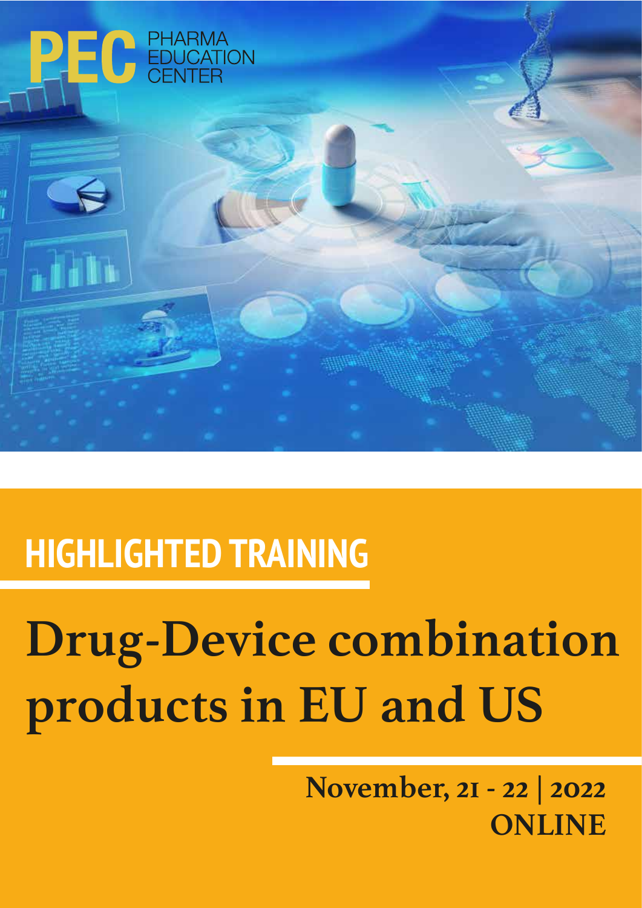PEC PHARMA EDUCATION CENTER

## HIGHLIGHTED TRAINING

# Drug-Device combination products in EU and US

**November, 21 - 22 | 2022**

**ONLINE**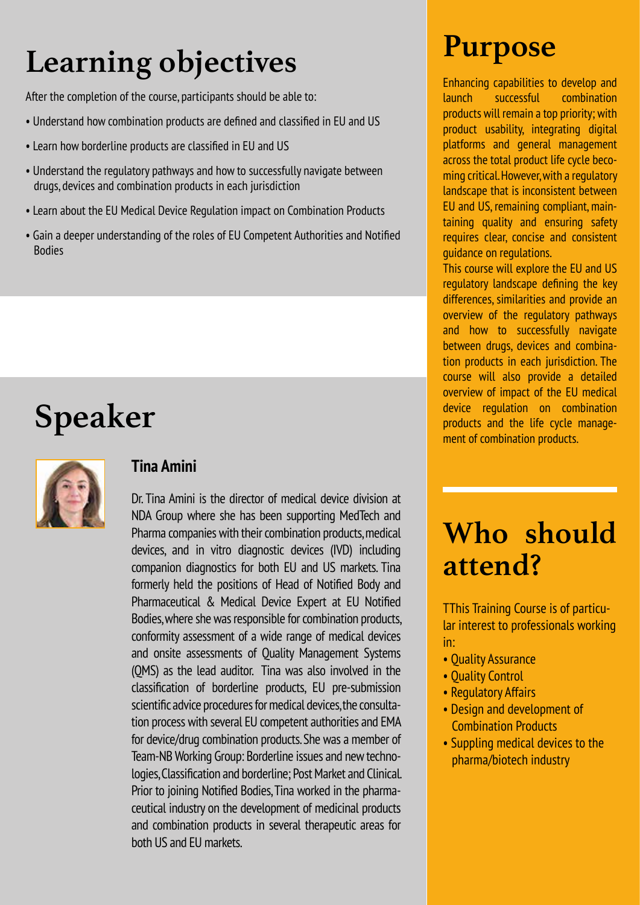# Learning objectives

After the completion of the course, participants should be able to:

- Understand how combination products are defined and classified in EU and US
- Learn how borderline products are classified in EU and US
- Understand the regulatory pathways and how to successfully navigate between drugs, devices and combination products in each jurisdiction
- Learn about the EU Medical Device Regulation impact on Combination Products
- Gain a deeper understanding of the roles of EU Competent Authorities and Notified Bodies

# Speaker

### Tina Amini

Dr. Tina Amini is the director of medical device division at NDA Group where she has been supporting MedTech and Pharma companies with their combination products, medical devices, and in vitro diagnostic devices (IVD) including companion diagnostics for both EU and US markets. Tina formerly held the positions of Head of Notified Body and Pharmaceutical & Medical Device Expert at EU Notified Bodies, where she was responsible for combination products, conformity assessment of a wide range of medical devices and onsite assessments of Quality Management Systems (QMS) as the lead auditor. Tina was also involved in the classification of borderline products, EU pre-submission scientific advice procedures for medical devices, the consultation process with several EU competent authorities and EMA for device/drug combination products. She was a member of Team-NB Working Group: Borderline issues and new technologies, Classification and borderline; Post Market and Clinical. Prior to joining Notified Bodies, Tina worked in the pharmaceutical industry on the development of medicinal products and combination products in several therapeutic areas for both US and EU markets.

# Purpose

Enhancing capabilities to develop and launch successful combination products will remain a top priority; with product usability, integrating digital platforms and general management across the total product life cycle becoming critical. However, with a regulatory landscape that is inconsistent between EU and US, remaining compliant, maintaining quality and ensuring safety requires clear, concise and consistent guidance on regulations.

This course will explore the EU and US regulatory landscape defining the key differences, similarities and provide an overview of the regulatory pathways and how to successfully navigate between drugs, devices and combination products in each jurisdiction. The course will also provide a detailed overview of impact of the EU medical device regulation on combination products and the life cycle management of combination products.

# Who should attend?

TThis Training Course is of particular interest to professionals working in:

- Quality Assurance
- Quality Control
- Regulatory Affairs
- Design and development of Combination Products
- Suppling medical devices to the pharma/biotech industry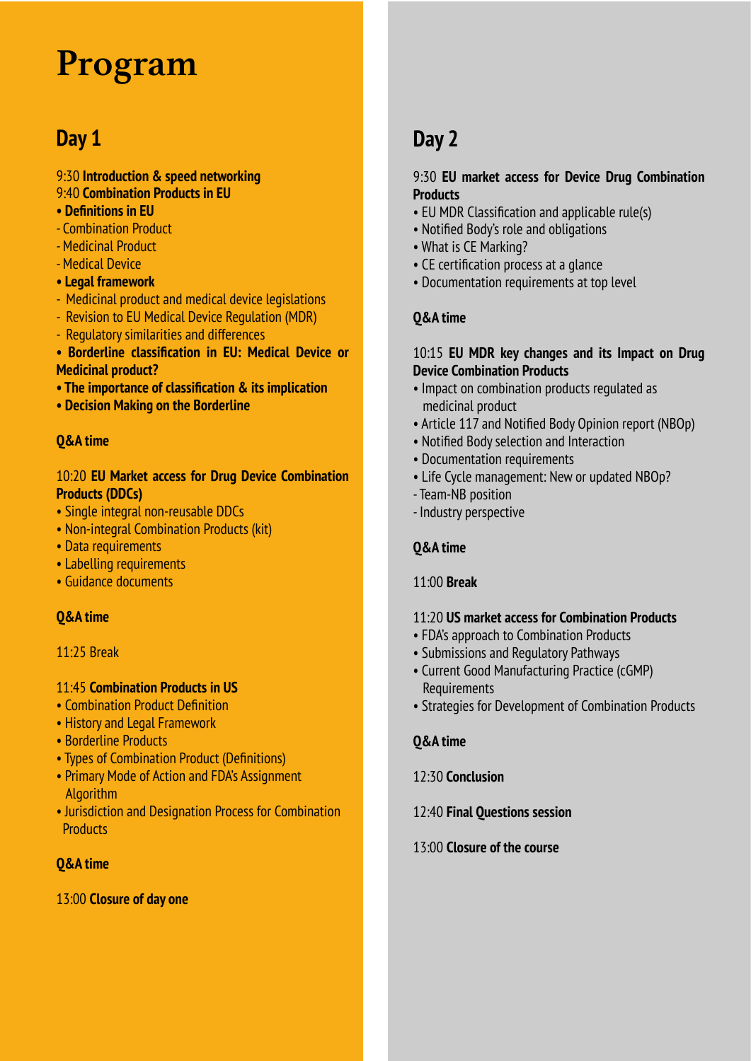# Program

## Day 1

9:30 **Introduction & speed networking**
9:40 **Combination Products in EU**

- **Definitions in EU**
  - Combination Product
  - Medicinal Product
  - Medical Device
- **Legal framework**
  - Medicinal product and medical device legislations
  - Revision to EU Medical Device Regulation (MDR)
  - Regulatory similarities and differences
- **Borderline classification in EU: Medical Device or Medicinal product?**
- **The importance of classification & its implication**
- **Decision Making on the Borderline**

**Q&A time**

10:20 **EU Market access for Drug Device Combination Products (DDCs)**

- Single integral non-reusable DDCs
- Non-integral Combination Products (kit)
- Data requirements
- Labelling requirements
- Guidance documents

**Q&A time**

11:25 Break

11:45 **Combination Products in US**

- Combination Product Definition
- History and Legal Framework
- Borderline Products
- Types of Combination Product (Definitions)
- Primary Mode of Action and FDA's Assignment Algorithm
- Jurisdiction and Designation Process for Combination Products

**Q&A time**

13:00 **Closure of day one**

## Day 2

9:30 **EU market access for Device Drug Combination Products**

- EU MDR Classification and applicable rule(s)
- Notified Body's role and obligations
- What is CE Marking?
- CE certification process at a glance
- Documentation requirements at top level

**Q&A time**

10:15 **EU MDR key changes and its Impact on Drug Device Combination Products**

- Impact on combination products regulated as medicinal product
- Article 117 and Notified Body Opinion report (NBOp)
- Notified Body selection and Interaction
- Documentation requirements
- Life Cycle management: New or updated NBOp?
  - Team-NB position
  - Industry perspective

**Q&A time**

11:00 **Break**

11:20 **US market access for Combination Products**

- FDA's approach to Combination Products
- Submissions and Regulatory Pathways
- Current Good Manufacturing Practice (cGMP) Requirements
- Strategies for Development of Combination Products

**Q&A time**

12:30 **Conclusion**

12:40 **Final Questions session**

13:00 **Closure of the course**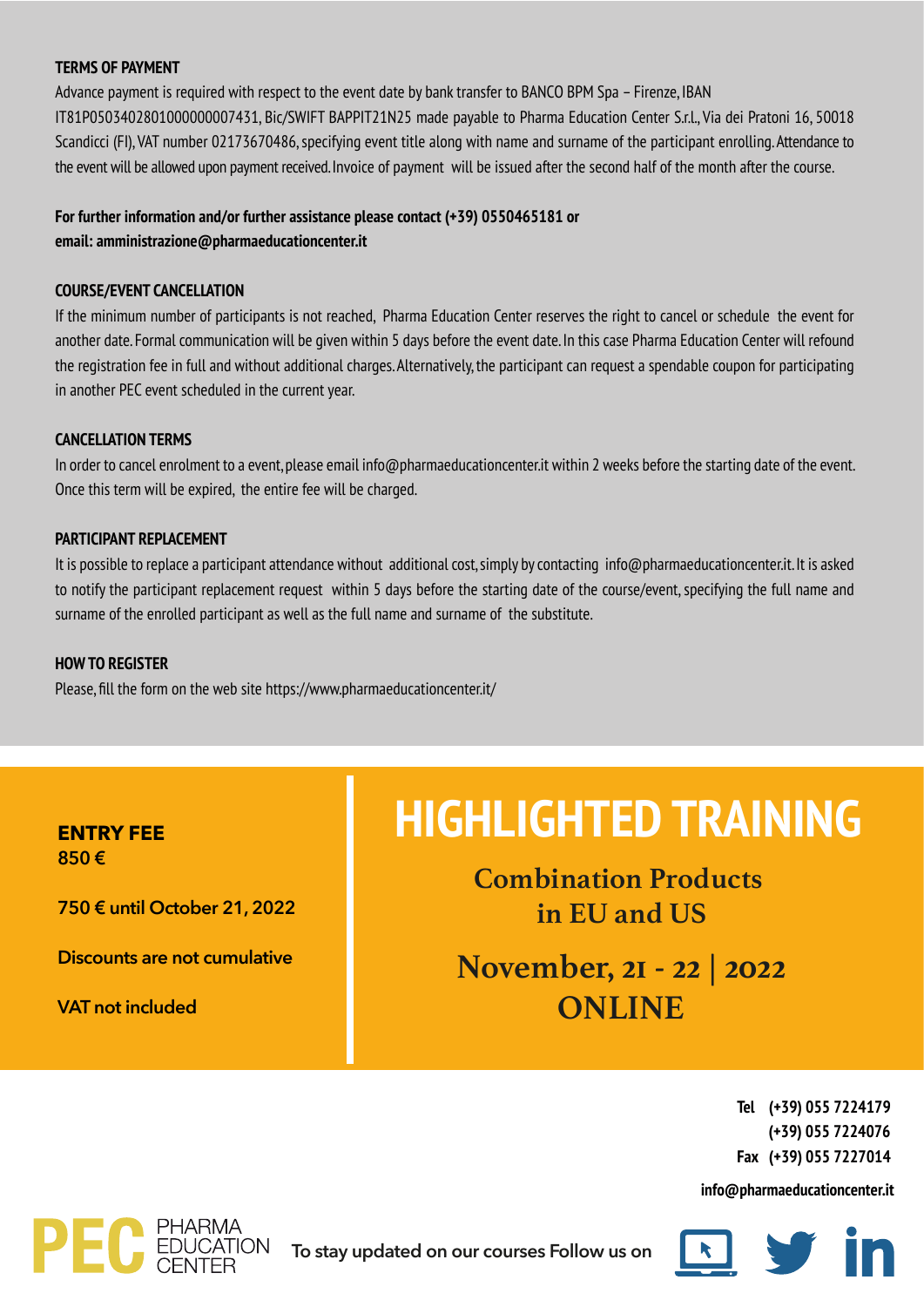#### TERMS OF PAYMENT

Advance payment is required with respect to the event date by bank transfer to BANCO BPM Spa – Firenze, IBAN IT81P0503402801000000007431, Bic/SWIFT BAPPIT21N25 made payable to Pharma Education Center S.r.l., Via dei Pratoni 16, 50018 Scandicci (FI), VAT number 02173670486, specifying event title along with name and surname of the participant enrolling. Attendance to the event will be allowed upon payment received. Invoice of payment will be issued after the second half of the month after the course.

**For further information and/or further assistance please contact (+39) 0550465181 or email: amministrazione@pharmaeducationcenter.it**

#### COURSE/EVENT CANCELLATION

If the minimum number of participants is not reached, Pharma Education Center reserves the right to cancel or schedule the event for another date. Formal communication will be given within 5 days before the event date. In this case Pharma Education Center will refound the registration fee in full and without additional charges. Alternatively, the participant can request a spendable coupon for participating in another PEC event scheduled in the current year.

#### CANCELLATION TERMS

In order to cancel enrolment to a event, please email info@pharmaeducationcenter.it within 2 weeks before the starting date of the event. Once this term will be expired, the entire fee will be charged.

#### PARTICIPANT REPLACEMENT

It is possible to replace a participant attendance without additional cost, simply by contacting info@pharmaeducationcenter.it. It is asked to notify the participant replacement request within 5 days before the starting date of the course/event, specifying the full name and surname of the enrolled participant as well as the full name and surname of the substitute.

#### HOW TO REGISTER

Please, fill the form on the web site https://www.pharmaeducationcenter.it/

**ENTRY FEE**
**850 €**

**750 € until October 21, 2022**

**Discounts are not cumulative**

**VAT not included**

# HIGHLIGHTED TRAINING

## Combination Products in EU and US

## November, 21 - 22 | 2022
## ONLINE

**Tel** **(+39) 055 7224179**
**(+39) 055 7224076**
**Fax** **(+39) 055 7227014**

**info@pharmaeducationcenter.it**

PEC PHARMA EDUCATION CENTER

To stay updated on our courses Follow us on